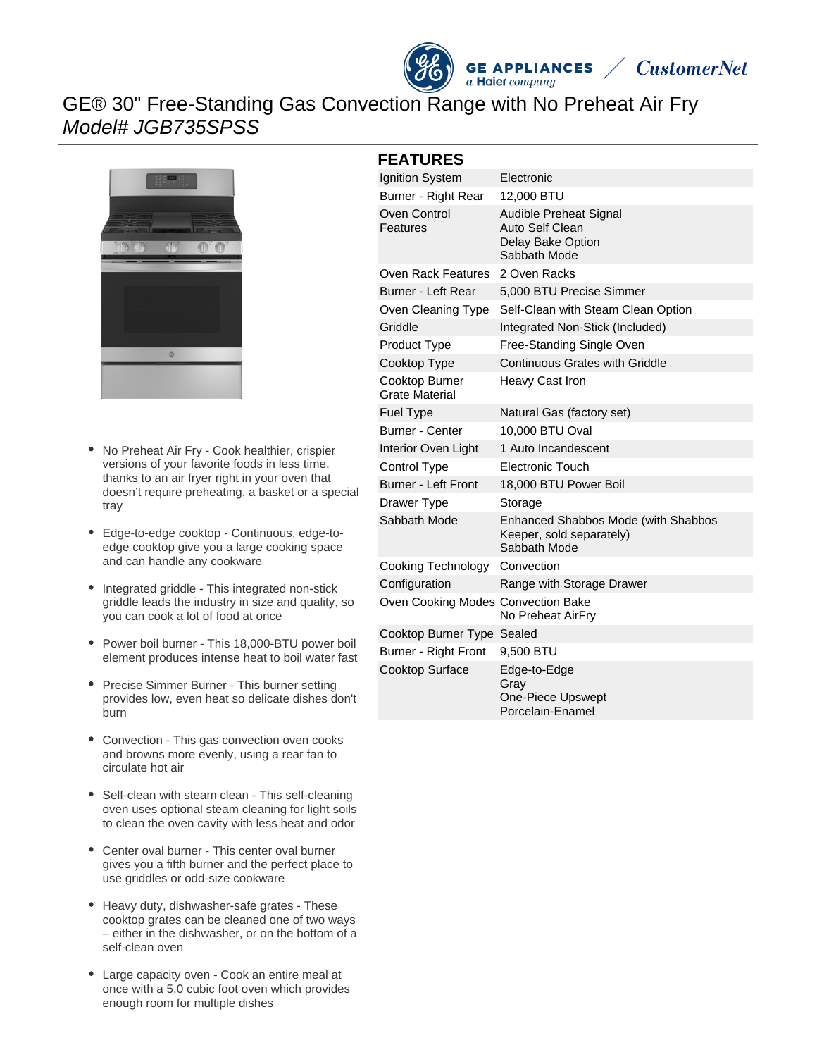# GE® 30" Free-Standing Gas Convection Range with No Preheat Air Fry

*Model# JGB735SPSS*

- No Preheat Air Fry - Cook healthier, crispier versions of your favorite foods in less time, thanks to an air fryer right in your oven that doesn't require preheating, a basket or a special tray
- Edge-to-edge cooktop - Continuous, edge-to-edge cooktop give you a large cooking space and can handle any cookware
- Integrated griddle - This integrated non-stick griddle leads the industry in size and quality, so you can cook a lot of food at once
- Power boil burner - This 18,000-BTU power boil element produces intense heat to boil water fast
- Precise Simmer Burner - This burner setting provides low, even heat so delicate dishes don't burn
- Convection - This gas convection oven cooks and browns more evenly, using a rear fan to circulate hot air
- Self-clean with steam clean - This self-cleaning oven uses optional steam cleaning for light soils to clean the oven cavity with less heat and odor
- Center oval burner - This center oval burner gives you a fifth burner and the perfect place to use griddles or odd-size cookware
- Heavy duty, dishwasher-safe grates - These cooktop grates can be cleaned one of two ways – either in the dishwasher, or on the bottom of a self-clean oven
- Large capacity oven - Cook an entire meal at once with a 5.0 cubic foot oven which provides enough room for multiple dishes

## FEATURES

| | |
|---|---|
| Ignition System | Electronic |
| Burner - Right Rear | 12,000 BTU |
| Oven Control Features | Audible Preheat Signal<br>Auto Self Clean<br>Delay Bake Option<br>Sabbath Mode |
| Oven Rack Features | 2 Oven Racks |
| Burner - Left Rear | 5,000 BTU Precise Simmer |
| Oven Cleaning Type | Self-Clean with Steam Clean Option |
| Griddle | Integrated Non-Stick (Included) |
| Product Type | Free-Standing Single Oven |
| Cooktop Type | Continuous Grates with Griddle |
| Cooktop Burner Grate Material | Heavy Cast Iron |
| Fuel Type | Natural Gas (factory set) |
| Burner - Center | 10,000 BTU Oval |
| Interior Oven Light | 1 Auto Incandescent |
| Control Type | Electronic Touch |
| Burner - Left Front | 18,000 BTU Power Boil |
| Drawer Type | Storage |
| Sabbath Mode | Enhanced Shabbos Mode (with Shabbos Keeper, sold separately)<br>Sabbath Mode |
| Cooking Technology | Convection |
| Configuration | Range with Storage Drawer |
| Oven Cooking Modes | Convection Bake<br>No Preheat AirFry |
| Cooktop Burner Type | Sealed |
| Burner - Right Front | 9,500 BTU |
| Cooktop Surface | Edge-to-Edge<br>Gray<br>One-Piece Upswept<br>Porcelain-Enamel |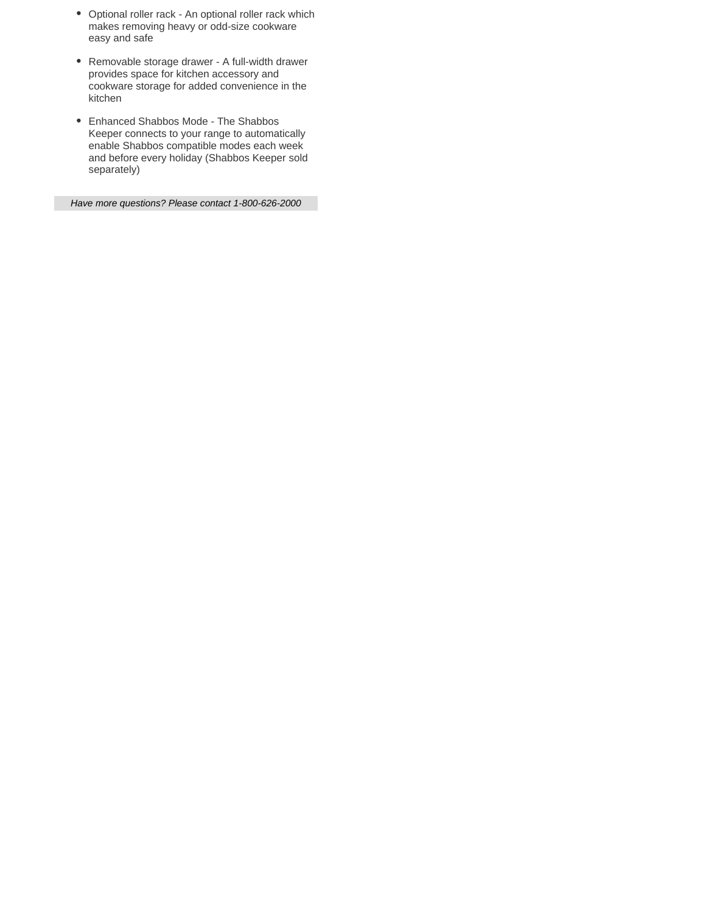- Optional roller rack - An optional roller rack which makes removing heavy or odd-size cookware easy and safe
- Removable storage drawer - A full-width drawer provides space for kitchen accessory and cookware storage for added convenience in the kitchen
- Enhanced Shabbos Mode - The Shabbos Keeper connects to your range to automatically enable Shabbos compatible modes each week and before every holiday (Shabbos Keeper sold separately)

*Have more questions? Please contact 1-800-626-2000*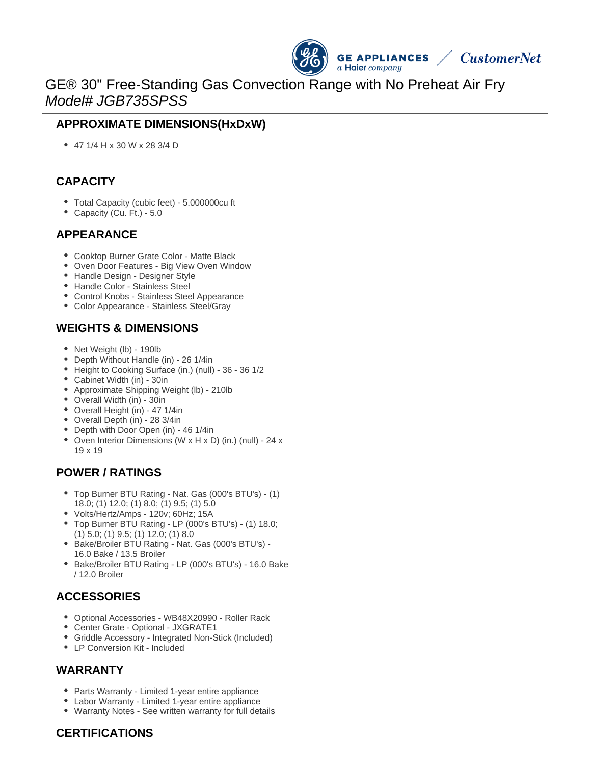# GE® 30" Free-Standing Gas Convection Range with No Preheat Air Fry
*Model# JGB735SPSS*

## APPROXIMATE DIMENSIONS(HxDxW)

- 47 1/4 H x 30 W x 28 3/4 D

## CAPACITY

- Total Capacity (cubic feet) - 5.000000cu ft
- Capacity (Cu. Ft.) - 5.0

## APPEARANCE

- Cooktop Burner Grate Color - Matte Black
- Oven Door Features - Big View Oven Window
- Handle Design - Designer Style
- Handle Color - Stainless Steel
- Control Knobs - Stainless Steel Appearance
- Color Appearance - Stainless Steel/Gray

## WEIGHTS & DIMENSIONS

- Net Weight (lb) - 190lb
- Depth Without Handle (in) - 26 1/4in
- Height to Cooking Surface (in.) (null) - 36 - 36 1/2
- Cabinet Width (in) - 30in
- Approximate Shipping Weight (lb) - 210lb
- Overall Width (in) - 30in
- Overall Height (in) - 47 1/4in
- Overall Depth (in) - 28 3/4in
- Depth with Door Open (in) - 46 1/4in
- Oven Interior Dimensions (W x H x D) (in.) (null) - 24 x 19 x 19

## POWER / RATINGS

- Top Burner BTU Rating - Nat. Gas (000's BTU's) - (1) 18.0; (1) 12.0; (1) 8.0; (1) 9.5; (1) 5.0
- Volts/Hertz/Amps - 120v; 60Hz; 15A
- Top Burner BTU Rating - LP (000's BTU's) - (1) 18.0; (1) 5.0; (1) 9.5; (1) 12.0; (1) 8.0
- Bake/Broiler BTU Rating - Nat. Gas (000's BTU's) - 16.0 Bake / 13.5 Broiler
- Bake/Broiler BTU Rating - LP (000's BTU's) - 16.0 Bake / 12.0 Broiler

## ACCESSORIES

- Optional Accessories - WB48X20990 - Roller Rack
- Center Grate - Optional - JXGRATE1
- Griddle Accessory - Integrated Non-Stick (Included)
- LP Conversion Kit - Included

## WARRANTY

- Parts Warranty - Limited 1-year entire appliance
- Labor Warranty - Limited 1-year entire appliance
- Warranty Notes - See written warranty for full details

## CERTIFICATIONS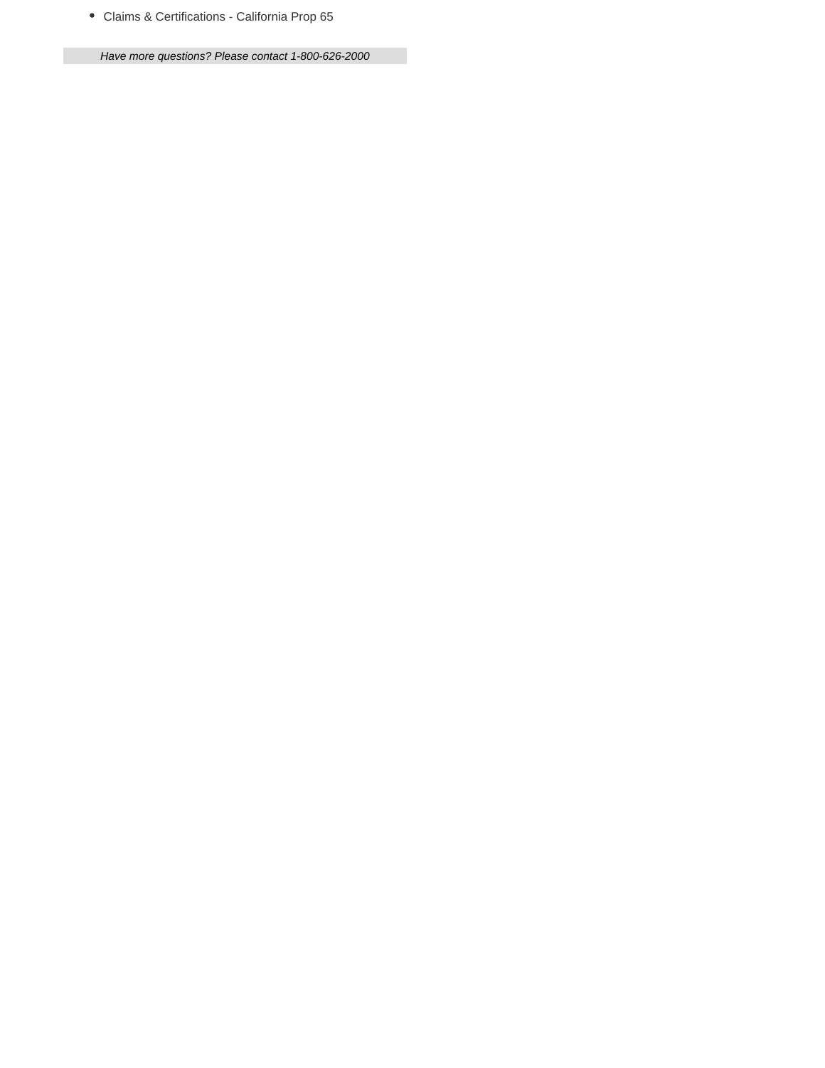- Claims & Certifications - California Prop 65

*Have more questions? Please contact 1-800-626-2000*